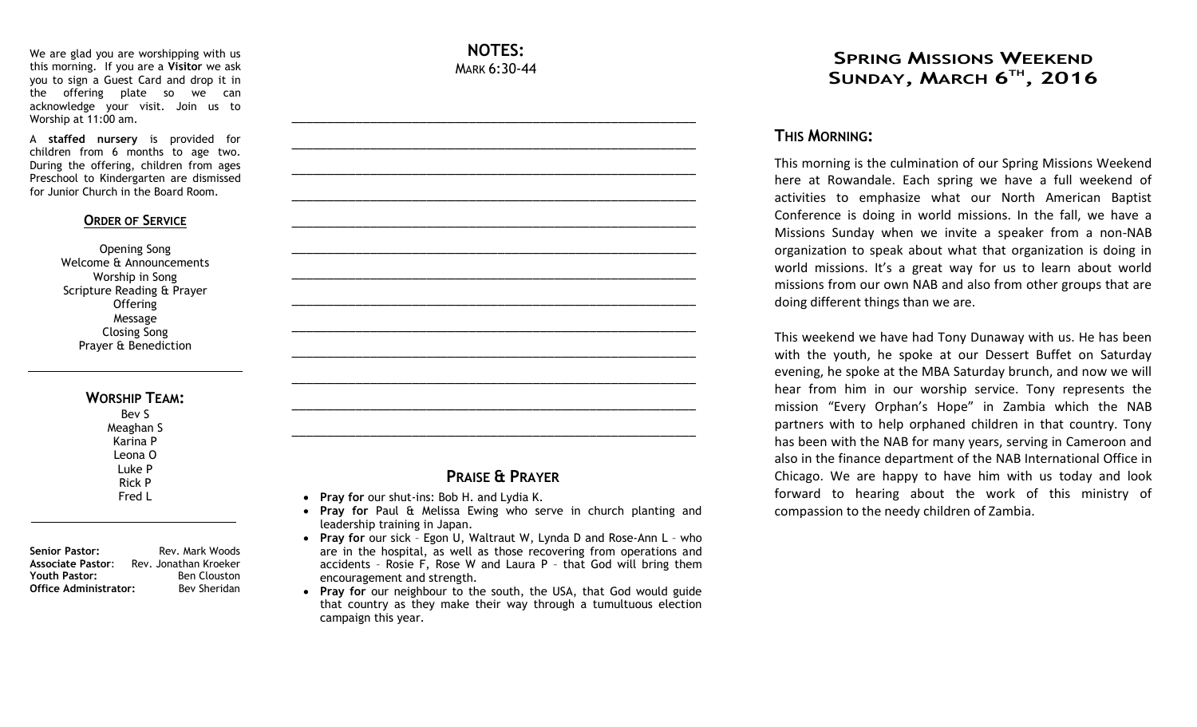We are glad you are worshipping with us this morning. If you are a **Visitor** we ask you to sign a Guest Card and drop it in the offering plate so we can acknowledge your visit. Join us to Worship at 11:00 am.

A **staffed nursery** is provided for children from 6 months to age two. During the offering, children from ages Preschool to Kindergarten are dismissed for Junior Church in the Board Room.

## ORDER OF SERVICE

Opening Song
Welcome & Announcements
Worship in Song
Scripture Reading & Prayer
Offering
Message
Closing Song
Prayer & Benediction

---

## WORSHIP TEAM:

Bev S
Meaghan S
Karina P
Leona O
Luke P
Rick P
Fred L

---

**Senior Pastor:** Rev. Mark Woods
**Associate Pastor:** Rev. Jonathan Kroeker
**Youth Pastor:** Ben Clouston
**Office Administrator:** Bev Sheridan

## NOTES:

MARK 6:30-44

_______________________________________________________________

_______________________________________________________________

_______________________________________________________________

_______________________________________________________________

_______________________________________________________________

_______________________________________________________________

_______________________________________________________________

_______________________________________________________________

_______________________________________________________________

_______________________________________________________________

_______________________________________________________________

_______________________________________________________________

_______________________________________________________________

## PRAISE & PRAYER

- **Pray for** our shut-ins: Bob H. and Lydia K.
- **Pray for** Paul & Melissa Ewing who serve in church planting and leadership training in Japan.
- **Pray for** our sick – Egon U, Waltraut W, Lynda D and Rose-Ann L – who are in the hospital, as well as those recovering from operations and accidents – Rosie F, Rose W and Laura P – that God will bring them encouragement and strength.
- **Pray for** our neighbour to the south, the USA, that God would guide that country as they make their way through a tumultuous election campaign this year.

# SPRING MISSIONS WEEKEND
# SUNDAY, MARCH 6TH, 2016

## THIS MORNING:

This morning is the culmination of our Spring Missions Weekend here at Rowandale. Each spring we have a full weekend of activities to emphasize what our North American Baptist Conference is doing in world missions. In the fall, we have a Missions Sunday when we invite a speaker from a non-NAB organization to speak about what that organization is doing in world missions. It's a great way for us to learn about world missions from our own NAB and also from other groups that are doing different things than we are.

This weekend we have had Tony Dunaway with us. He has been with the youth, he spoke at our Dessert Buffet on Saturday evening, he spoke at the MBA Saturday brunch, and now we will hear from him in our worship service. Tony represents the mission "Every Orphan's Hope" in Zambia which the NAB partners with to help orphaned children in that country. Tony has been with the NAB for many years, serving in Cameroon and also in the finance department of the NAB International Office in Chicago. We are happy to have him with us today and look forward to hearing about the work of this ministry of compassion to the needy children of Zambia.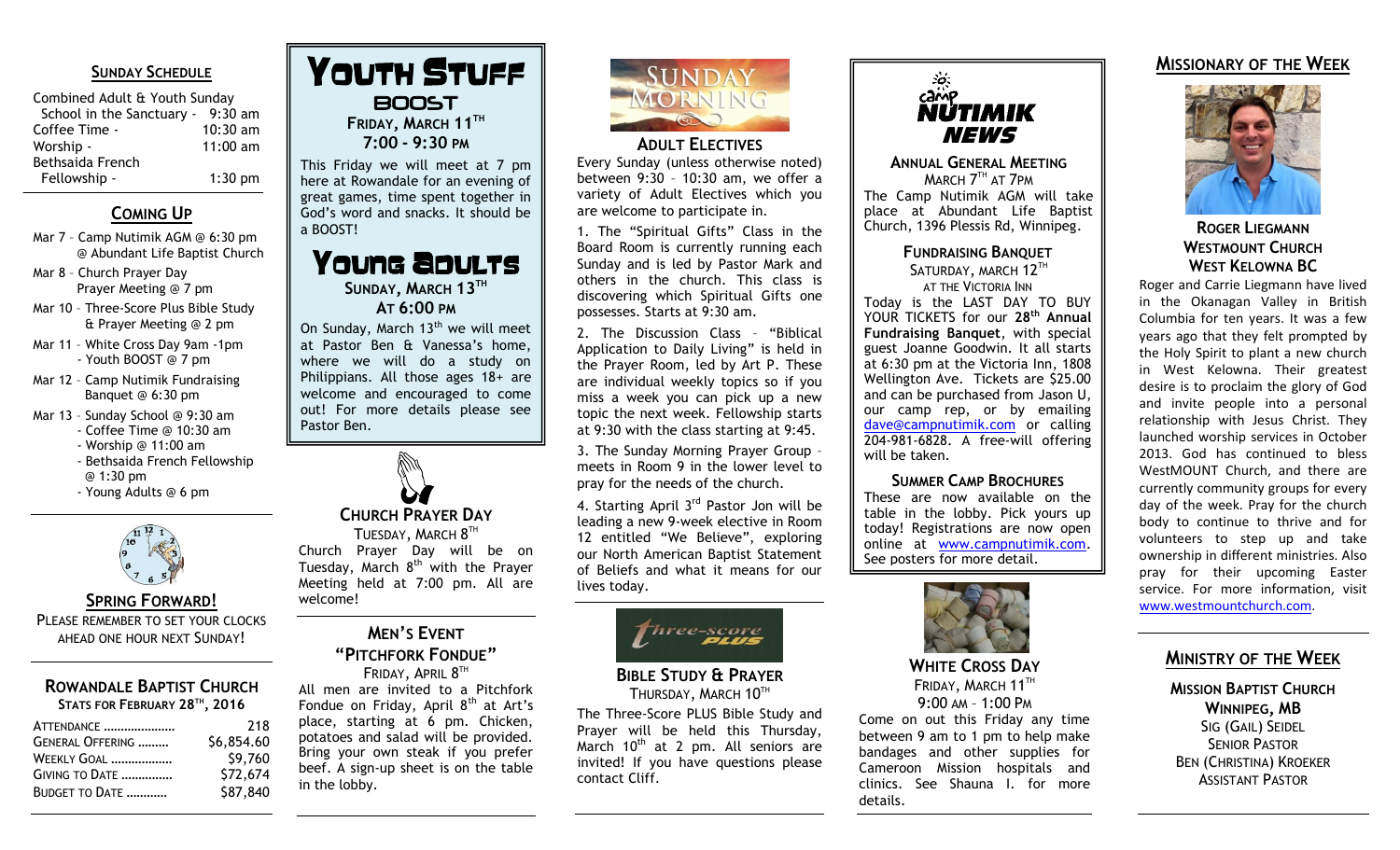## Sunday Schedule

| | |
|---|---|
| Combined Adult & Youth Sunday School in the Sanctuary - | 9:30 am |
| Coffee Time - | 10:30 am |
| Worship - | 11:00 am |
| Bethsaida French Fellowship - | 1:30 pm |

## Coming Up

- Mar 7 – Camp Nutimik AGM @ 6:30 pm @ Abundant Life Baptist Church
- Mar 8 – Church Prayer Day Prayer Meeting @ 7 pm
- Mar 10 – Three-Score Plus Bible Study & Prayer Meeting @ 2 pm
- Mar 11 – White Cross Day 9am -1pm - Youth BOOST @ 7 pm
- Mar 12 – Camp Nutimik Fundraising Banquet @ 6:30 pm
- Mar 13 – Sunday School @ 9:30 am
  - Coffee Time @ 10:30 am
  - Worship @ 11:00 am
  - Bethsaida French Fellowship @ 1:30 pm
  - Young Adults @ 6 pm

## Spring Forward!

Please remember to set your clocks ahead one hour next Sunday!

## Rowandale Baptist Church

**Stats for February 28th, 2016**

| | |
|---|---|
| Attendance | 218 |
| General Offering | $6,854.60 |
| Weekly Goal | $9,760 |
| Giving to Date | $72,674 |
| Budget to Date | $87,840 |

# Youth Stuff

## BOOST

**Friday, March 11th**
**7:00 - 9:30 pm**

This Friday we will meet at 7 pm here at Rowandale for an evening of great games, time spent together in God's word and snacks. It should be a BOOST!

## Young Adults

**Sunday, March 13th**
**At 6:00 pm**

On Sunday, March 13th we will meet at Pastor Ben & Vanessa's home, where we will do a study on Philippians. All those ages 18+ are welcome and encouraged to come out! For more details please see Pastor Ben.

## Church Prayer Day

Tuesday, March 8th

Church Prayer Day will be on Tuesday, March 8th with the Prayer Meeting held at 7:00 pm. All are welcome!

## Men's Event "Pitchfork Fondue"

Friday, April 8th

All men are invited to a Pitchfork Fondue on Friday, April 8th at Art's place, starting at 6 pm. Chicken, potatoes and salad will be provided. Bring your own steak if you prefer beef. A sign-up sheet is on the table in the lobby.

## Sunday Morning Adult Electives

Every Sunday (unless otherwise noted) between 9:30 – 10:30 am, we offer a variety of Adult Electives which you are welcome to participate in.

1. The "Spiritual Gifts" Class in the Board Room is currently running each Sunday and is led by Pastor Mark and others in the church. This class is discovering which Spiritual Gifts one possesses. Starts at 9:30 am.
2. The Discussion Class – "Biblical Application to Daily Living" is held in the Prayer Room, led by Art P. These are individual weekly topics so if you miss a week you can pick up a new topic the next week. Fellowship starts at 9:30 with the class starting at 9:45.
3. The Sunday Morning Prayer Group – meets in Room 9 in the lower level to pray for the needs of the church.
4. Starting April 3rd Pastor Jon will be leading a new 9-week elective in Room 12 entitled "We Believe", exploring our North American Baptist Statement of Beliefs and what it means for our lives today.

## Three-score Plus Bible Study & Prayer

Thursday, March 10th

The Three-Score PLUS Bible Study and Prayer will be held this Thursday, March 10th at 2 pm. All seniors are invited! If you have questions please contact Cliff.

## Camp Nutimik News

### Annual General Meeting

March 7th at 7pm

The Camp Nutimik AGM will take place at Abundant Life Baptist Church, 1396 Plessis Rd, Winnipeg.

### Fundraising Banquet

Saturday, March 12th
At the Victoria Inn

Today is the LAST DAY TO BUY YOUR TICKETS for our **28th Annual Fundraising Banquet**, with special guest Joanne Goodwin. It all starts at 6:30 pm at the Victoria Inn, 1808 Wellington Ave. Tickets are $25.00 and can be purchased from Jason U, our camp rep, or by emailing dave@campnutimik.com or calling 204-981-6828. A free-will offering will be taken.

### Summer Camp Brochures

These are now available on the table in the lobby. Pick yours up today! Registrations are now open online at www.campnutimik.com. See posters for more detail.

## White Cross Day

Friday, March 11th
9:00 am – 1:00 pm

Come on out this Friday any time between 9 am to 1 pm to help make bandages and other supplies for Cameroon Mission hospitals and clinics. See Shauna I. for more details.

## Missionary of the Week

**Roger Liegmann**
**Westmount Church**
**West Kelowna BC**

Roger and Carrie Liegmann have lived in the Okanagan Valley in British Columbia for ten years. It was a few years ago that they felt prompted by the Holy Spirit to plant a new church in West Kelowna. Their greatest desire is to proclaim the glory of God and invite people into a personal relationship with Jesus Christ. They launched worship services in October 2013. God has continued to bless WestMOUNT Church, and there are currently community groups for every day of the week. Pray for the church body to continue to thrive and for volunteers to step up and take ownership in different ministries. Also pray for their upcoming Easter service. For more information, visit www.westmountchurch.com.

## Ministry of the Week

**Mission Baptist Church**
**Winnipeg, MB**

Sig (Gail) Seidel
Senior Pastor
Ben (Christina) Kroeker
Assistant Pastor